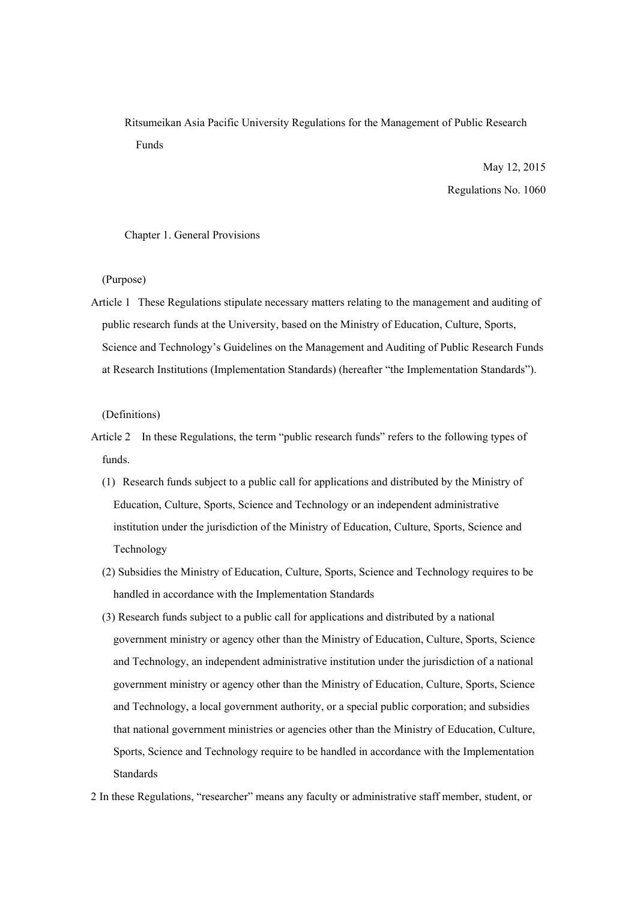# Ritsumeikan Asia Pacific University Regulations for the Management of Public Research Funds

May 12, 2015

Regulations No. 1060

## Chapter 1. General Provisions

(Purpose)

Article 1 These Regulations stipulate necessary matters relating to the management and auditing of public research funds at the University, based on the Ministry of Education, Culture, Sports, Science and Technology's Guidelines on the Management and Auditing of Public Research Funds at Research Institutions (Implementation Standards) (hereafter "the Implementation Standards").

(Definitions)

Article 2 In these Regulations, the term "public research funds" refers to the following types of funds.

(1) Research funds subject to a public call for applications and distributed by the Ministry of Education, Culture, Sports, Science and Technology or an independent administrative institution under the jurisdiction of the Ministry of Education, Culture, Sports, Science and Technology

(2) Subsidies the Ministry of Education, Culture, Sports, Science and Technology requires to be handled in accordance with the Implementation Standards

(3) Research funds subject to a public call for applications and distributed by a national government ministry or agency other than the Ministry of Education, Culture, Sports, Science and Technology, an independent administrative institution under the jurisdiction of a national government ministry or agency other than the Ministry of Education, Culture, Sports, Science and Technology, a local government authority, or a special public corporation; and subsidies that national government ministries or agencies other than the Ministry of Education, Culture, Sports, Science and Technology require to be handled in accordance with the Implementation Standards

2 In these Regulations, "researcher" means any faculty or administrative staff member, student, or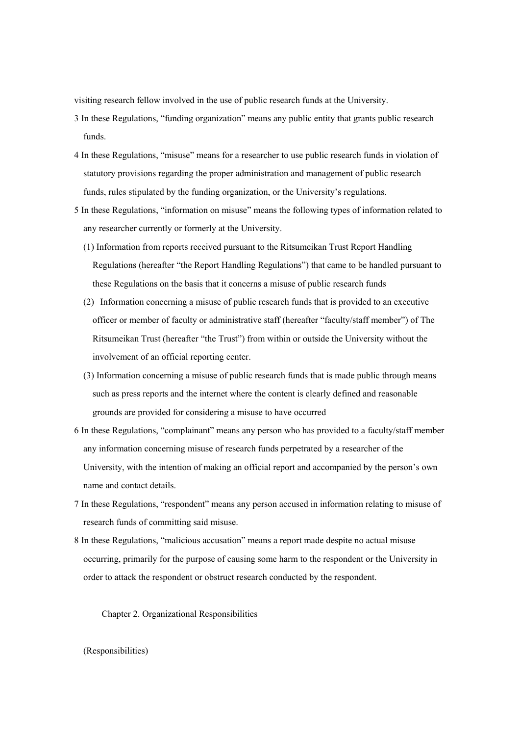visiting research fellow involved in the use of public research funds at the University.

3 In these Regulations, "funding organization" means any public entity that grants public research funds.

4 In these Regulations, "misuse" means for a researcher to use public research funds in violation of statutory provisions regarding the proper administration and management of public research funds, rules stipulated by the funding organization, or the University's regulations.

5 In these Regulations, "information on misuse" means the following types of information related to any researcher currently or formerly at the University.

(1) Information from reports received pursuant to the Ritsumeikan Trust Report Handling Regulations (hereafter "the Report Handling Regulations") that came to be handled pursuant to these Regulations on the basis that it concerns a misuse of public research funds

(2) Information concerning a misuse of public research funds that is provided to an executive officer or member of faculty or administrative staff (hereafter "faculty/staff member") of The Ritsumeikan Trust (hereafter "the Trust") from within or outside the University without the involvement of an official reporting center.

(3) Information concerning a misuse of public research funds that is made public through means such as press reports and the internet where the content is clearly defined and reasonable grounds are provided for considering a misuse to have occurred

6 In these Regulations, "complainant" means any person who has provided to a faculty/staff member any information concerning misuse of research funds perpetrated by a researcher of the University, with the intention of making an official report and accompanied by the person's own name and contact details.

7 In these Regulations, "respondent" means any person accused in information relating to misuse of research funds of committing said misuse.

8 In these Regulations, "malicious accusation" means a report made despite no actual misuse occurring, primarily for the purpose of causing some harm to the respondent or the University in order to attack the respondent or obstruct research conducted by the respondent.

## Chapter 2. Organizational Responsibilities

(Responsibilities)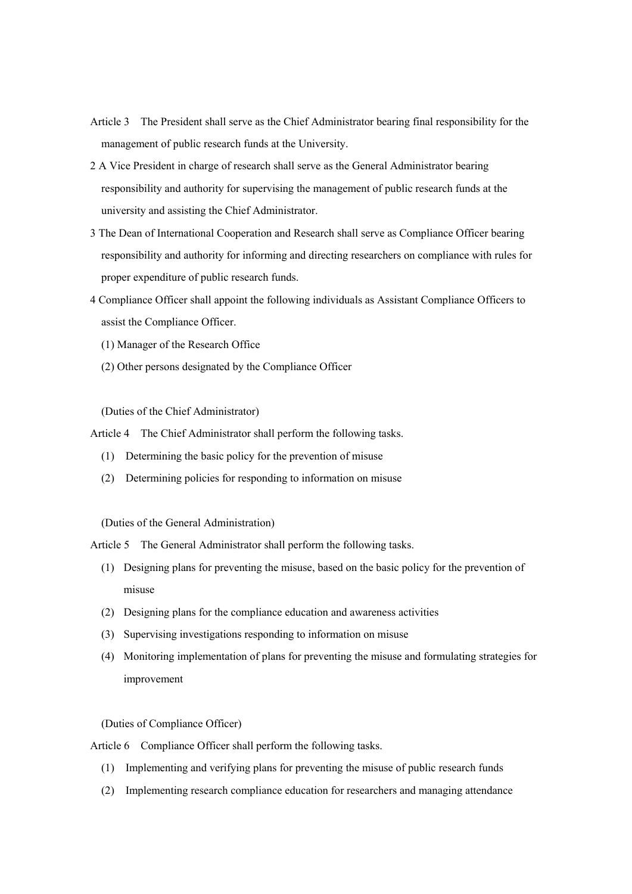Article 3 The President shall serve as the Chief Administrator bearing final responsibility for the management of public research funds at the University.

2 A Vice President in charge of research shall serve as the General Administrator bearing responsibility and authority for supervising the management of public research funds at the university and assisting the Chief Administrator.

3 The Dean of International Cooperation and Research shall serve as Compliance Officer bearing responsibility and authority for informing and directing researchers on compliance with rules for proper expenditure of public research funds.

4 Compliance Officer shall appoint the following individuals as Assistant Compliance Officers to assist the Compliance Officer.

(1) Manager of the Research Office

(2) Other persons designated by the Compliance Officer

(Duties of the Chief Administrator)

Article 4 The Chief Administrator shall perform the following tasks.

(1) Determining the basic policy for the prevention of misuse

(2) Determining policies for responding to information on misuse

(Duties of the General Administration)

Article 5 The General Administrator shall perform the following tasks.

(1) Designing plans for preventing the misuse, based on the basic policy for the prevention of misuse

(2) Designing plans for the compliance education and awareness activities

(3) Supervising investigations responding to information on misuse

(4) Monitoring implementation of plans for preventing the misuse and formulating strategies for improvement

(Duties of Compliance Officer)

Article 6 Compliance Officer shall perform the following tasks.

(1) Implementing and verifying plans for preventing the misuse of public research funds

(2) Implementing research compliance education for researchers and managing attendance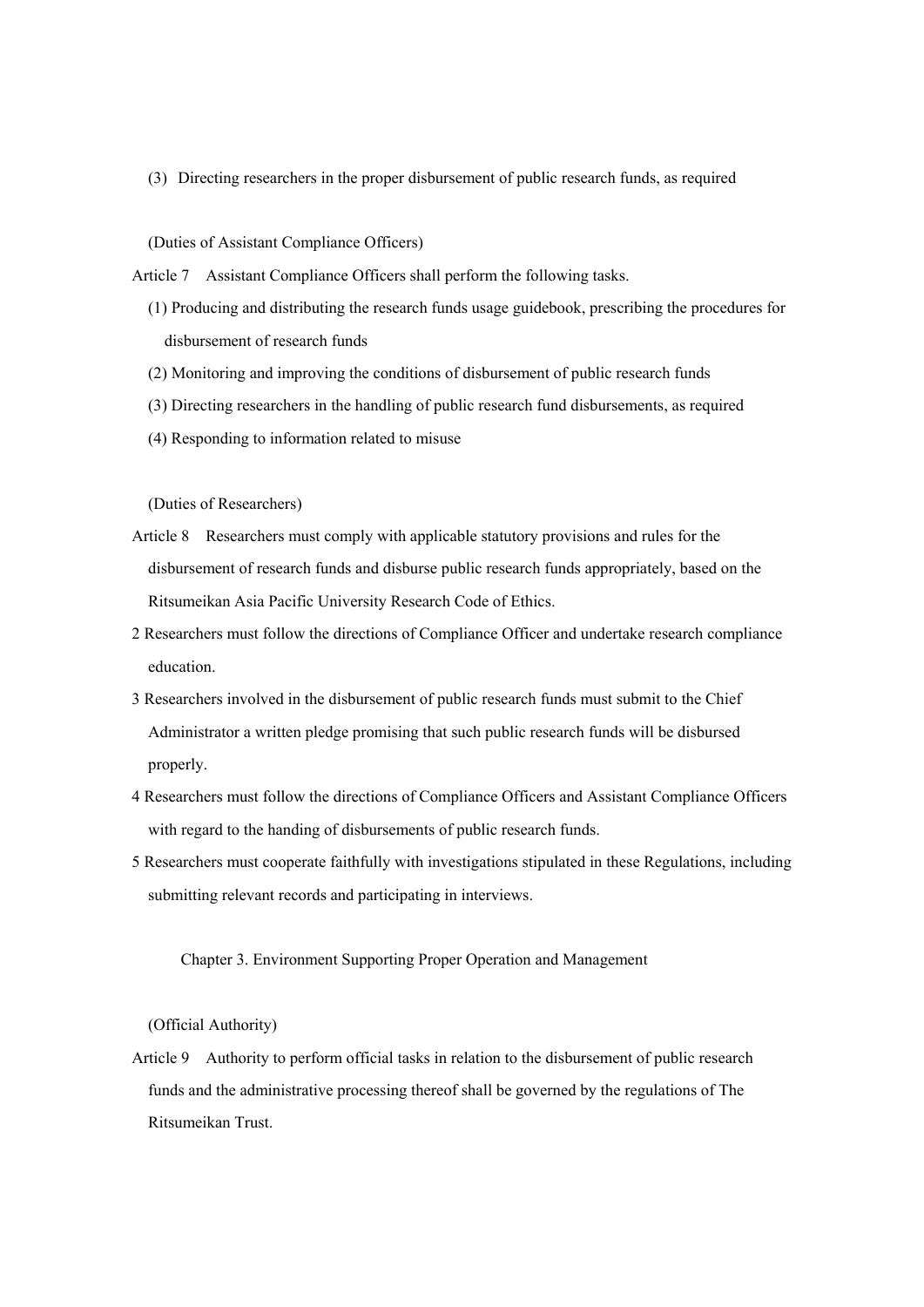(3) Directing researchers in the proper disbursement of public research funds, as required

(Duties of Assistant Compliance Officers)

Article 7 Assistant Compliance Officers shall perform the following tasks.

(1) Producing and distributing the research funds usage guidebook, prescribing the procedures for disbursement of research funds

(2) Monitoring and improving the conditions of disbursement of public research funds

(3) Directing researchers in the handling of public research fund disbursements, as required

(4) Responding to information related to misuse

(Duties of Researchers)

Article 8 Researchers must comply with applicable statutory provisions and rules for the disbursement of research funds and disburse public research funds appropriately, based on the Ritsumeikan Asia Pacific University Research Code of Ethics.

2 Researchers must follow the directions of Compliance Officer and undertake research compliance education.

3 Researchers involved in the disbursement of public research funds must submit to the Chief Administrator a written pledge promising that such public research funds will be disbursed properly.

4 Researchers must follow the directions of Compliance Officers and Assistant Compliance Officers with regard to the handing of disbursements of public research funds.

5 Researchers must cooperate faithfully with investigations stipulated in these Regulations, including submitting relevant records and participating in interviews.

## Chapter 3. Environment Supporting Proper Operation and Management

(Official Authority)

Article 9 Authority to perform official tasks in relation to the disbursement of public research funds and the administrative processing thereof shall be governed by the regulations of The Ritsumeikan Trust.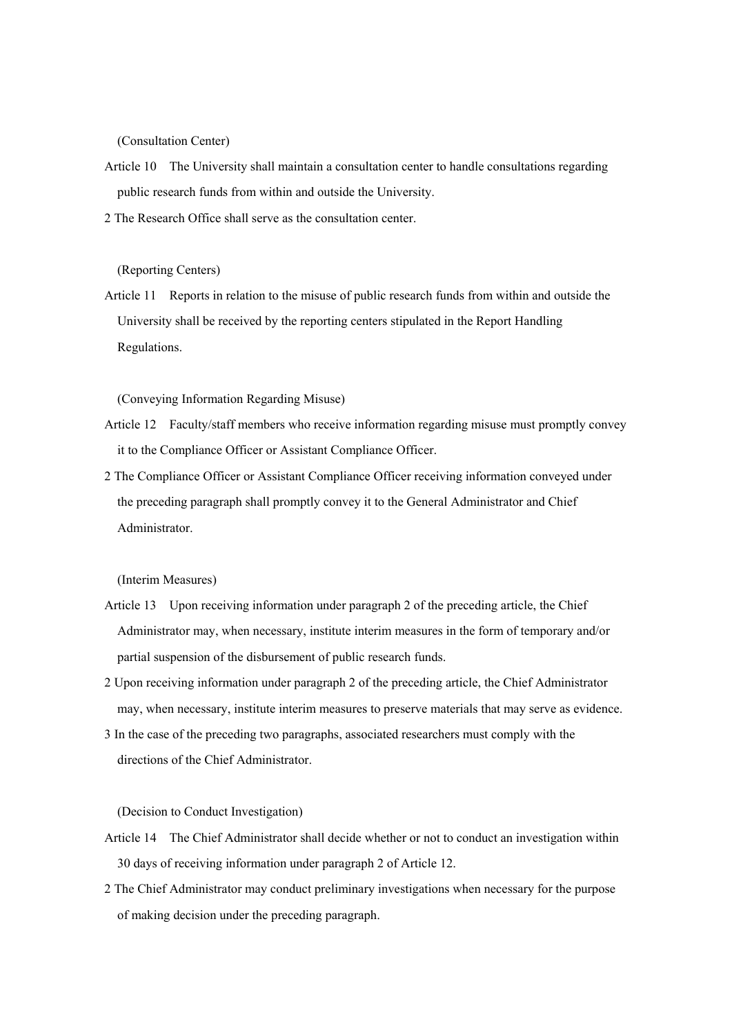(Consultation Center)

Article 10　The University shall maintain a consultation center to handle consultations regarding public research funds from within and outside the University.

2 The Research Office shall serve as the consultation center.

(Reporting Centers)

Article 11　Reports in relation to the misuse of public research funds from within and outside the University shall be received by the reporting centers stipulated in the Report Handling Regulations.

(Conveying Information Regarding Misuse)

Article 12　Faculty/staff members who receive information regarding misuse must promptly convey it to the Compliance Officer or Assistant Compliance Officer.

2 The Compliance Officer or Assistant Compliance Officer receiving information conveyed under the preceding paragraph shall promptly convey it to the General Administrator and Chief Administrator.

(Interim Measures)

Article 13　Upon receiving information under paragraph 2 of the preceding article, the Chief Administrator may, when necessary, institute interim measures in the form of temporary and/or partial suspension of the disbursement of public research funds.

2 Upon receiving information under paragraph 2 of the preceding article, the Chief Administrator may, when necessary, institute interim measures to preserve materials that may serve as evidence.

3 In the case of the preceding two paragraphs, associated researchers must comply with the directions of the Chief Administrator.

(Decision to Conduct Investigation)

Article 14　The Chief Administrator shall decide whether or not to conduct an investigation within 30 days of receiving information under paragraph 2 of Article 12.

2 The Chief Administrator may conduct preliminary investigations when necessary for the purpose of making decision under the preceding paragraph.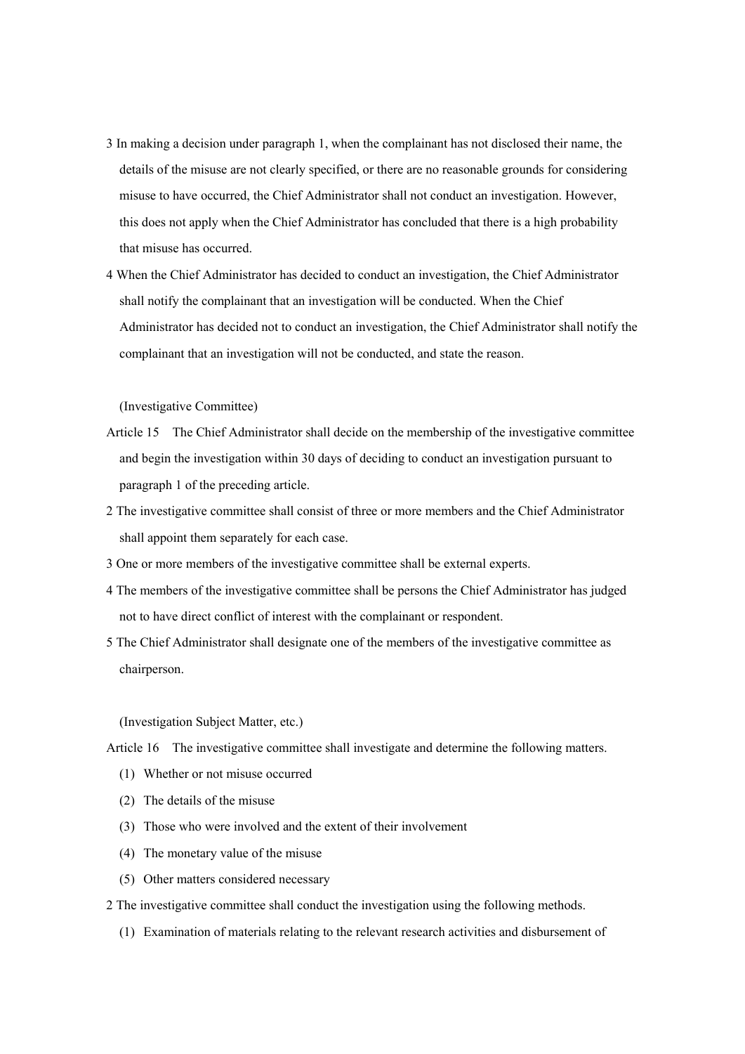3 In making a decision under paragraph 1, when the complainant has not disclosed their name, the details of the misuse are not clearly specified, or there are no reasonable grounds for considering misuse to have occurred, the Chief Administrator shall not conduct an investigation. However, this does not apply when the Chief Administrator has concluded that there is a high probability that misuse has occurred.

4 When the Chief Administrator has decided to conduct an investigation, the Chief Administrator shall notify the complainant that an investigation will be conducted. When the Chief Administrator has decided not to conduct an investigation, the Chief Administrator shall notify the complainant that an investigation will not be conducted, and state the reason.

(Investigative Committee)

Article 15 The Chief Administrator shall decide on the membership of the investigative committee and begin the investigation within 30 days of deciding to conduct an investigation pursuant to paragraph 1 of the preceding article.

2 The investigative committee shall consist of three or more members and the Chief Administrator shall appoint them separately for each case.

3 One or more members of the investigative committee shall be external experts.

4 The members of the investigative committee shall be persons the Chief Administrator has judged not to have direct conflict of interest with the complainant or respondent.

5 The Chief Administrator shall designate one of the members of the investigative committee as chairperson.

(Investigation Subject Matter, etc.)

Article 16 The investigative committee shall investigate and determine the following matters.

(1) Whether or not misuse occurred

(2) The details of the misuse

(3) Those who were involved and the extent of their involvement

(4) The monetary value of the misuse

(5) Other matters considered necessary

2 The investigative committee shall conduct the investigation using the following methods.

(1) Examination of materials relating to the relevant research activities and disbursement of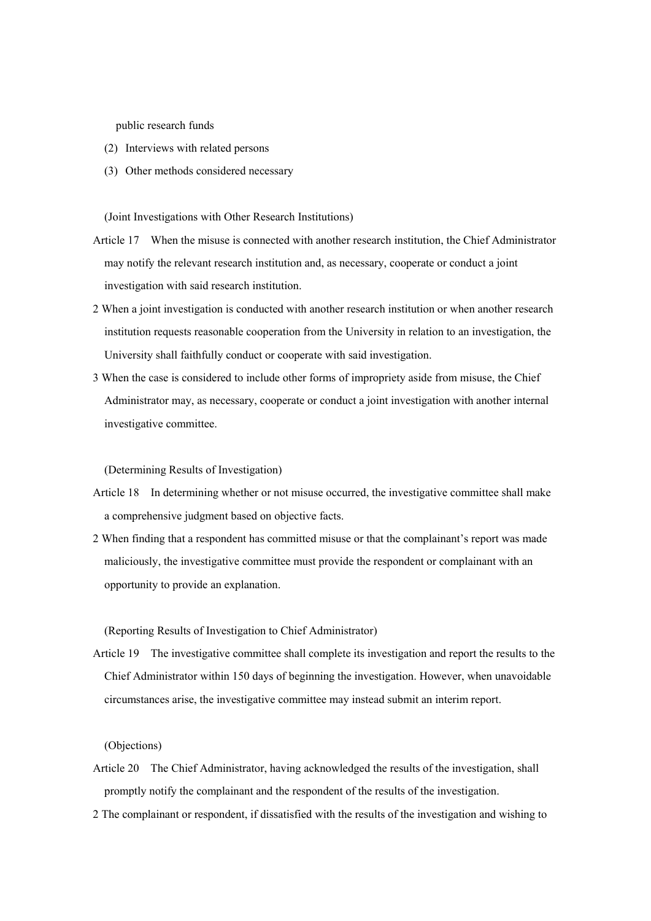public research funds

(2) Interviews with related persons

(3) Other methods considered necessary

(Joint Investigations with Other Research Institutions)

Article 17 When the misuse is connected with another research institution, the Chief Administrator may notify the relevant research institution and, as necessary, cooperate or conduct a joint investigation with said research institution.

2 When a joint investigation is conducted with another research institution or when another research institution requests reasonable cooperation from the University in relation to an investigation, the University shall faithfully conduct or cooperate with said investigation.

3 When the case is considered to include other forms of impropriety aside from misuse, the Chief Administrator may, as necessary, cooperate or conduct a joint investigation with another internal investigative committee.

(Determining Results of Investigation)

Article 18 In determining whether or not misuse occurred, the investigative committee shall make a comprehensive judgment based on objective facts.

2 When finding that a respondent has committed misuse or that the complainant's report was made maliciously, the investigative committee must provide the respondent or complainant with an opportunity to provide an explanation.

(Reporting Results of Investigation to Chief Administrator)

Article 19 The investigative committee shall complete its investigation and report the results to the Chief Administrator within 150 days of beginning the investigation. However, when unavoidable circumstances arise, the investigative committee may instead submit an interim report.

(Objections)

Article 20 The Chief Administrator, having acknowledged the results of the investigation, shall promptly notify the complainant and the respondent of the results of the investigation.

2 The complainant or respondent, if dissatisfied with the results of the investigation and wishing to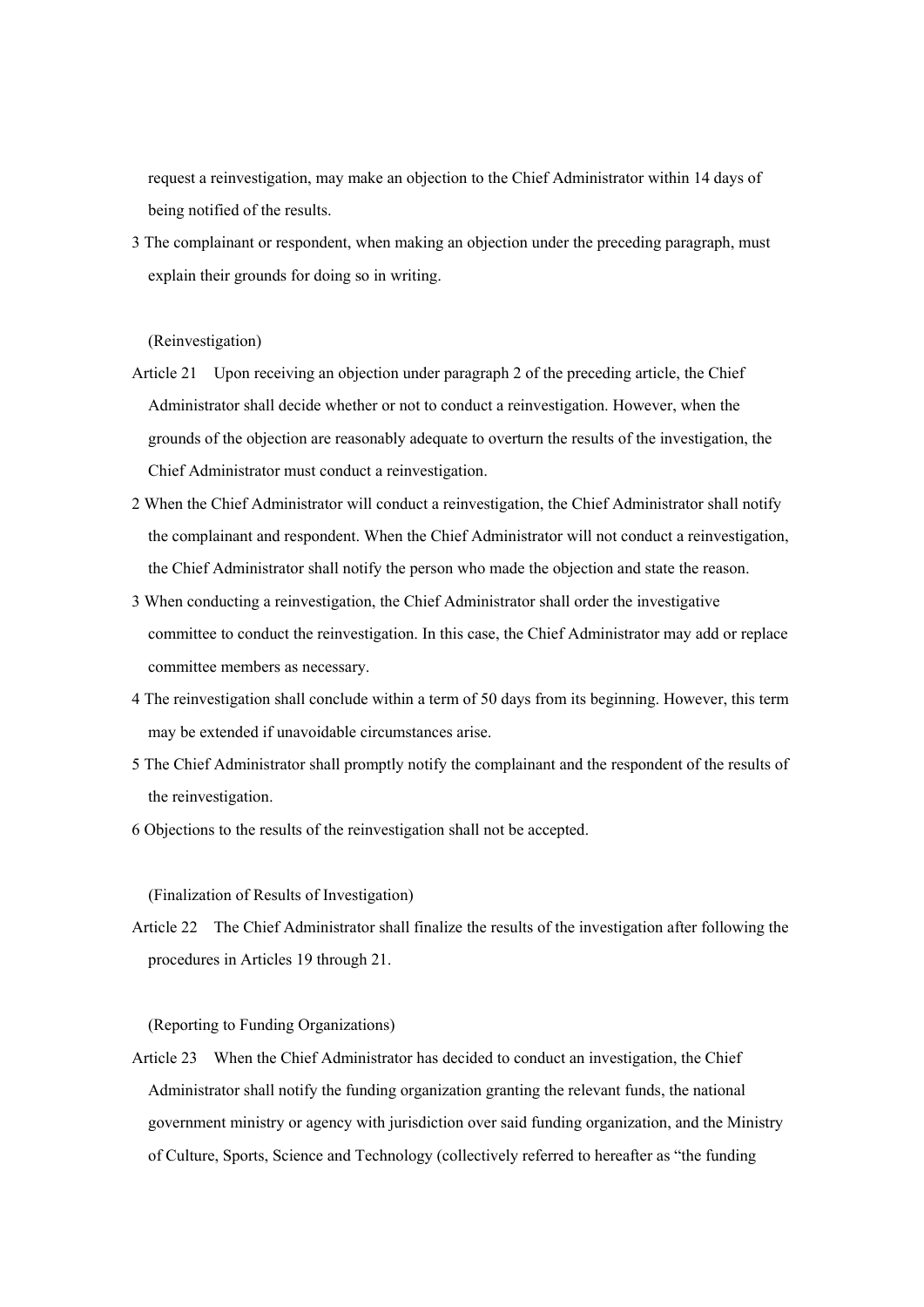request a reinvestigation, may make an objection to the Chief Administrator within 14 days of being notified of the results.

3 The complainant or respondent, when making an objection under the preceding paragraph, must explain their grounds for doing so in writing.

(Reinvestigation)

Article 21 Upon receiving an objection under paragraph 2 of the preceding article, the Chief Administrator shall decide whether or not to conduct a reinvestigation. However, when the grounds of the objection are reasonably adequate to overturn the results of the investigation, the Chief Administrator must conduct a reinvestigation.

2 When the Chief Administrator will conduct a reinvestigation, the Chief Administrator shall notify the complainant and respondent. When the Chief Administrator will not conduct a reinvestigation, the Chief Administrator shall notify the person who made the objection and state the reason.

3 When conducting a reinvestigation, the Chief Administrator shall order the investigative committee to conduct the reinvestigation. In this case, the Chief Administrator may add or replace committee members as necessary.

4 The reinvestigation shall conclude within a term of 50 days from its beginning. However, this term may be extended if unavoidable circumstances arise.

5 The Chief Administrator shall promptly notify the complainant and the respondent of the results of the reinvestigation.

6 Objections to the results of the reinvestigation shall not be accepted.

(Finalization of Results of Investigation)

Article 22 The Chief Administrator shall finalize the results of the investigation after following the procedures in Articles 19 through 21.

(Reporting to Funding Organizations)

Article 23 When the Chief Administrator has decided to conduct an investigation, the Chief Administrator shall notify the funding organization granting the relevant funds, the national government ministry or agency with jurisdiction over said funding organization, and the Ministry of Culture, Sports, Science and Technology (collectively referred to hereafter as "the funding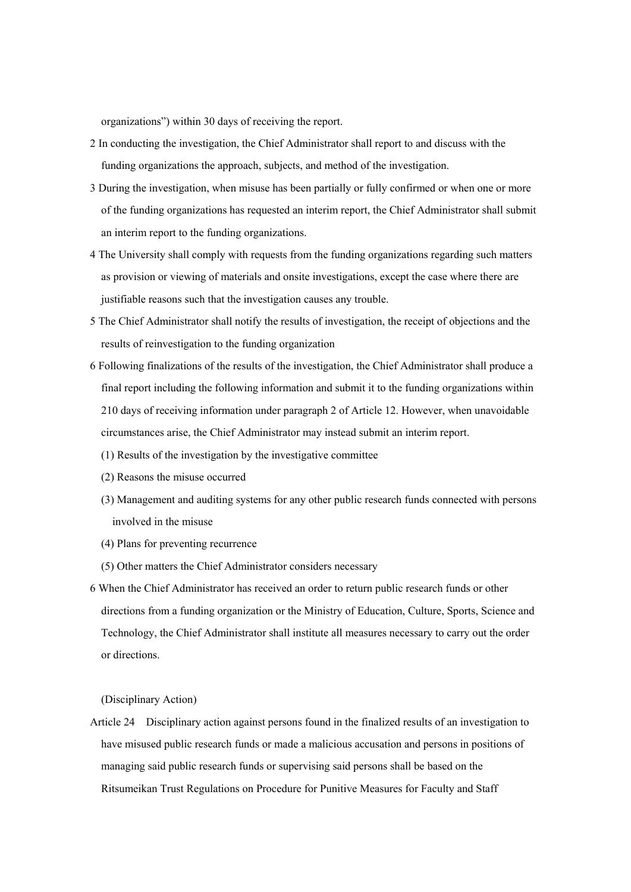organizations") within 30 days of receiving the report.

2 In conducting the investigation, the Chief Administrator shall report to and discuss with the funding organizations the approach, subjects, and method of the investigation.

3 During the investigation, when misuse has been partially or fully confirmed or when one or more of the funding organizations has requested an interim report, the Chief Administrator shall submit an interim report to the funding organizations.

4 The University shall comply with requests from the funding organizations regarding such matters as provision or viewing of materials and onsite investigations, except the case where there are justifiable reasons such that the investigation causes any trouble.

5 The Chief Administrator shall notify the results of investigation, the receipt of objections and the results of reinvestigation to the funding organization

6 Following finalizations of the results of the investigation, the Chief Administrator shall produce a final report including the following information and submit it to the funding organizations within 210 days of receiving information under paragraph 2 of Article 12. However, when unavoidable circumstances arise, the Chief Administrator may instead submit an interim report.

(1) Results of the investigation by the investigative committee

(2) Reasons the misuse occurred

(3) Management and auditing systems for any other public research funds connected with persons involved in the misuse

(4) Plans for preventing recurrence

(5) Other matters the Chief Administrator considers necessary

6 When the Chief Administrator has received an order to return public research funds or other directions from a funding organization or the Ministry of Education, Culture, Sports, Science and Technology, the Chief Administrator shall institute all measures necessary to carry out the order or directions.

(Disciplinary Action)

Article 24 Disciplinary action against persons found in the finalized results of an investigation to have misused public research funds or made a malicious accusation and persons in positions of managing said public research funds or supervising said persons shall be based on the Ritsumeikan Trust Regulations on Procedure for Punitive Measures for Faculty and Staff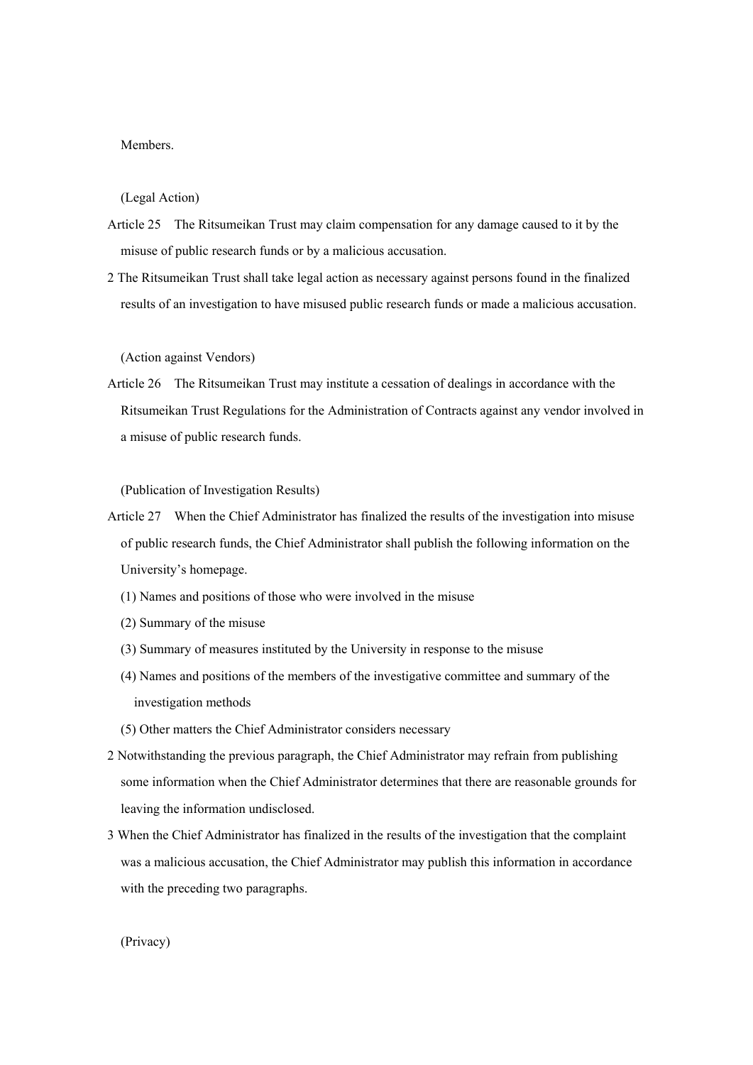Members.

(Legal Action)

Article 25　The Ritsumeikan Trust may claim compensation for any damage caused to it by the misuse of public research funds or by a malicious accusation.

2 The Ritsumeikan Trust shall take legal action as necessary against persons found in the finalized results of an investigation to have misused public research funds or made a malicious accusation.

(Action against Vendors)

Article 26　The Ritsumeikan Trust may institute a cessation of dealings in accordance with the Ritsumeikan Trust Regulations for the Administration of Contracts against any vendor involved in a misuse of public research funds.

(Publication of Investigation Results)

Article 27　When the Chief Administrator has finalized the results of the investigation into misuse of public research funds, the Chief Administrator shall publish the following information on the University's homepage.

(1) Names and positions of those who were involved in the misuse

(2) Summary of the misuse

(3) Summary of measures instituted by the University in response to the misuse

(4) Names and positions of the members of the investigative committee and summary of the investigation methods

(5) Other matters the Chief Administrator considers necessary

2 Notwithstanding the previous paragraph, the Chief Administrator may refrain from publishing some information when the Chief Administrator determines that there are reasonable grounds for leaving the information undisclosed.

3 When the Chief Administrator has finalized in the results of the investigation that the complaint was a malicious accusation, the Chief Administrator may publish this information in accordance with the preceding two paragraphs.

(Privacy)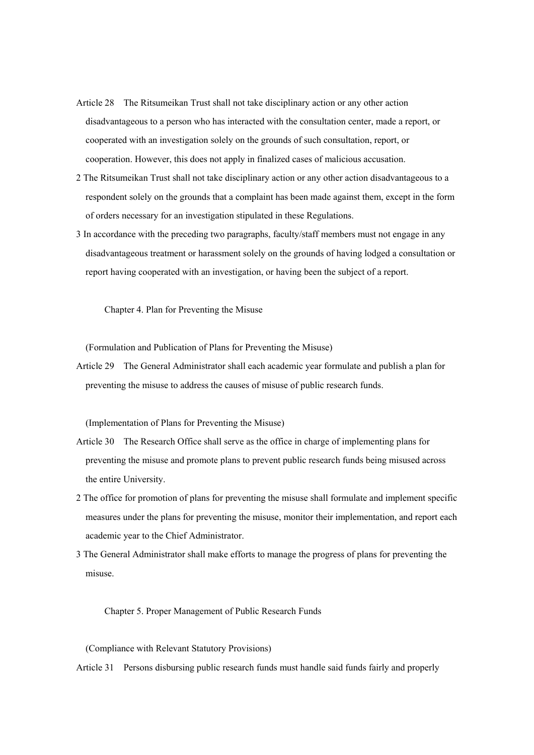Article 28 The Ritsumeikan Trust shall not take disciplinary action or any other action disadvantageous to a person who has interacted with the consultation center, made a report, or cooperated with an investigation solely on the grounds of such consultation, report, or cooperation. However, this does not apply in finalized cases of malicious accusation.

2 The Ritsumeikan Trust shall not take disciplinary action or any other action disadvantageous to a respondent solely on the grounds that a complaint has been made against them, except in the form of orders necessary for an investigation stipulated in these Regulations.

3 In accordance with the preceding two paragraphs, faculty/staff members must not engage in any disadvantageous treatment or harassment solely on the grounds of having lodged a consultation or report having cooperated with an investigation, or having been the subject of a report.

## Chapter 4. Plan for Preventing the Misuse

(Formulation and Publication of Plans for Preventing the Misuse)

Article 29 The General Administrator shall each academic year formulate and publish a plan for preventing the misuse to address the causes of misuse of public research funds.

(Implementation of Plans for Preventing the Misuse)

Article 30 The Research Office shall serve as the office in charge of implementing plans for preventing the misuse and promote plans to prevent public research funds being misused across the entire University.

2 The office for promotion of plans for preventing the misuse shall formulate and implement specific measures under the plans for preventing the misuse, monitor their implementation, and report each academic year to the Chief Administrator.

3 The General Administrator shall make efforts to manage the progress of plans for preventing the misuse.

## Chapter 5. Proper Management of Public Research Funds

(Compliance with Relevant Statutory Provisions)

Article 31 Persons disbursing public research funds must handle said funds fairly and properly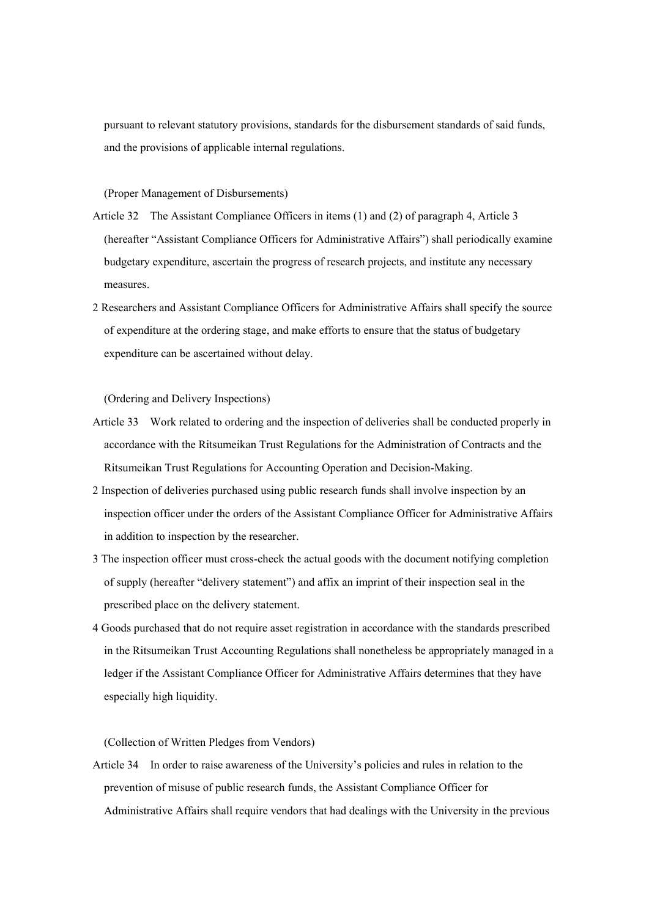pursuant to relevant statutory provisions, standards for the disbursement standards of said funds, and the provisions of applicable internal regulations.

(Proper Management of Disbursements)

Article 32 The Assistant Compliance Officers in items (1) and (2) of paragraph 4, Article 3 (hereafter “Assistant Compliance Officers for Administrative Affairs”) shall periodically examine budgetary expenditure, ascertain the progress of research projects, and institute any necessary measures.

2 Researchers and Assistant Compliance Officers for Administrative Affairs shall specify the source of expenditure at the ordering stage, and make efforts to ensure that the status of budgetary expenditure can be ascertained without delay.

(Ordering and Delivery Inspections)

Article 33 Work related to ordering and the inspection of deliveries shall be conducted properly in accordance with the Ritsumeikan Trust Regulations for the Administration of Contracts and the Ritsumeikan Trust Regulations for Accounting Operation and Decision-Making.

2 Inspection of deliveries purchased using public research funds shall involve inspection by an inspection officer under the orders of the Assistant Compliance Officer for Administrative Affairs in addition to inspection by the researcher.

3 The inspection officer must cross-check the actual goods with the document notifying completion of supply (hereafter “delivery statement”) and affix an imprint of their inspection seal in the prescribed place on the delivery statement.

4 Goods purchased that do not require asset registration in accordance with the standards prescribed in the Ritsumeikan Trust Accounting Regulations shall nonetheless be appropriately managed in a ledger if the Assistant Compliance Officer for Administrative Affairs determines that they have especially high liquidity.

(Collection of Written Pledges from Vendors)

Article 34 In order to raise awareness of the University’s policies and rules in relation to the prevention of misuse of public research funds, the Assistant Compliance Officer for Administrative Affairs shall require vendors that had dealings with the University in the previous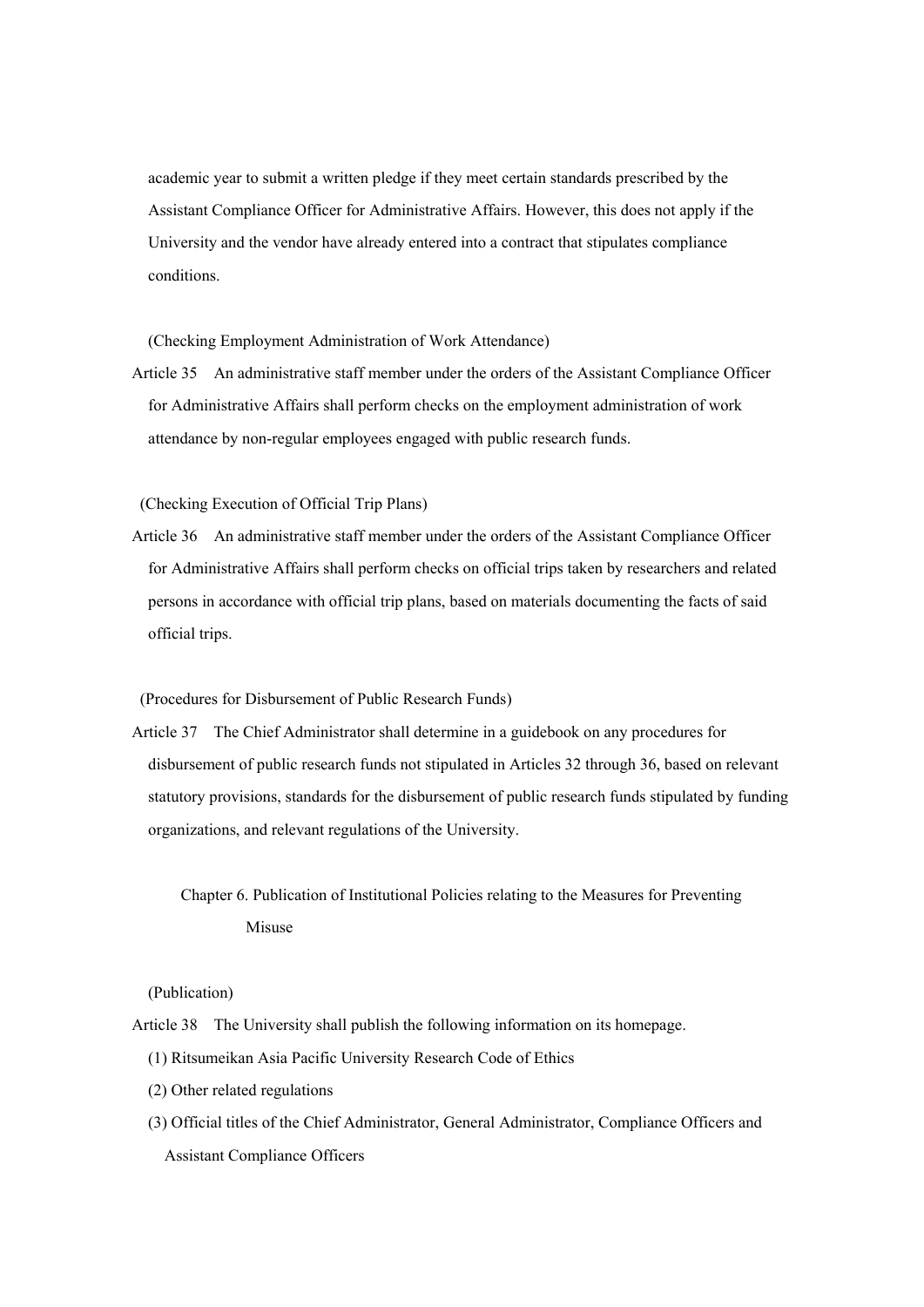academic year to submit a written pledge if they meet certain standards prescribed by the Assistant Compliance Officer for Administrative Affairs. However, this does not apply if the University and the vendor have already entered into a contract that stipulates compliance conditions.

(Checking Employment Administration of Work Attendance)

Article 35 An administrative staff member under the orders of the Assistant Compliance Officer for Administrative Affairs shall perform checks on the employment administration of work attendance by non-regular employees engaged with public research funds.

(Checking Execution of Official Trip Plans)

Article 36 An administrative staff member under the orders of the Assistant Compliance Officer for Administrative Affairs shall perform checks on official trips taken by researchers and related persons in accordance with official trip plans, based on materials documenting the facts of said official trips.

(Procedures for Disbursement of Public Research Funds)

Article 37 The Chief Administrator shall determine in a guidebook on any procedures for disbursement of public research funds not stipulated in Articles 32 through 36, based on relevant statutory provisions, standards for the disbursement of public research funds stipulated by funding organizations, and relevant regulations of the University.

## Chapter 6. Publication of Institutional Policies relating to the Measures for Preventing Misuse

(Publication)

Article 38 The University shall publish the following information on its homepage.

(1) Ritsumeikan Asia Pacific University Research Code of Ethics

(2) Other related regulations

(3) Official titles of the Chief Administrator, General Administrator, Compliance Officers and Assistant Compliance Officers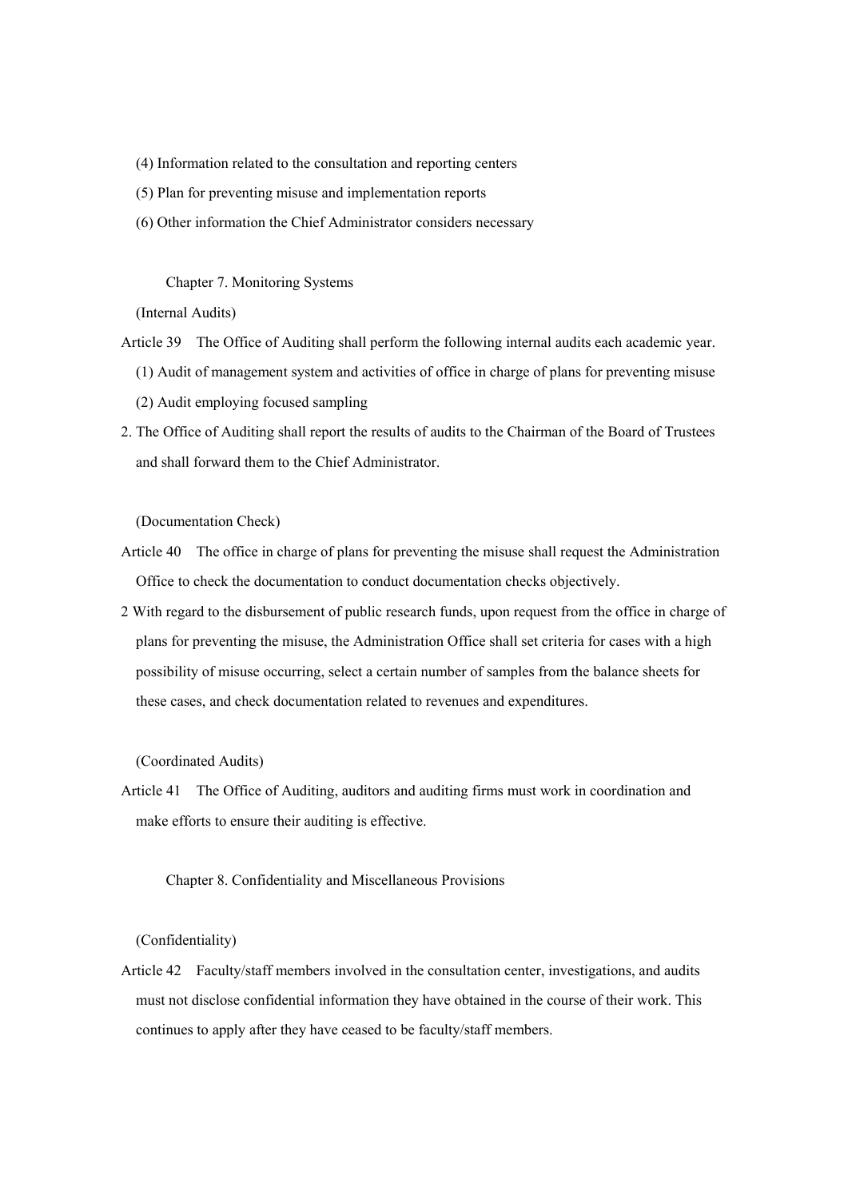(4) Information related to the consultation and reporting centers

(5) Plan for preventing misuse and implementation reports

(6) Other information the Chief Administrator considers necessary

## Chapter 7. Monitoring Systems

(Internal Audits)

Article 39　The Office of Auditing shall perform the following internal audits each academic year.

(1) Audit of management system and activities of office in charge of plans for preventing misuse

(2) Audit employing focused sampling

2. The Office of Auditing shall report the results of audits to the Chairman of the Board of Trustees and shall forward them to the Chief Administrator.

(Documentation Check)

Article 40　The office in charge of plans for preventing the misuse shall request the Administration Office to check the documentation to conduct documentation checks objectively.

2 With regard to the disbursement of public research funds, upon request from the office in charge of plans for preventing the misuse, the Administration Office shall set criteria for cases with a high possibility of misuse occurring, select a certain number of samples from the balance sheets for these cases, and check documentation related to revenues and expenditures.

(Coordinated Audits)

Article 41　The Office of Auditing, auditors and auditing firms must work in coordination and make efforts to ensure their auditing is effective.

## Chapter 8. Confidentiality and Miscellaneous Provisions

(Confidentiality)

Article 42　Faculty/staff members involved in the consultation center, investigations, and audits must not disclose confidential information they have obtained in the course of their work. This continues to apply after they have ceased to be faculty/staff members.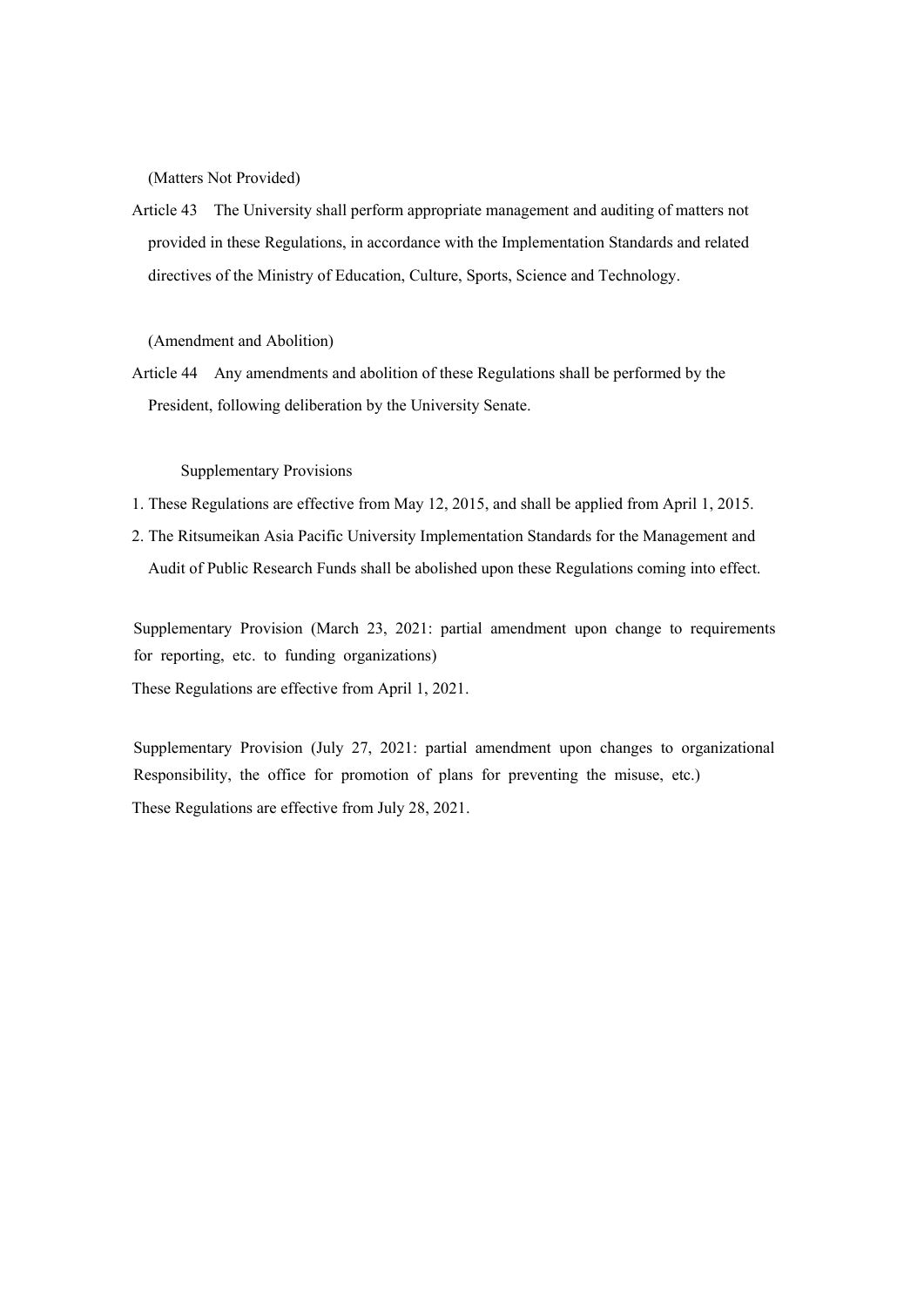(Matters Not Provided)

Article 43 The University shall perform appropriate management and auditing of matters not provided in these Regulations, in accordance with the Implementation Standards and related directives of the Ministry of Education, Culture, Sports, Science and Technology.

(Amendment and Abolition)

Article 44 Any amendments and abolition of these Regulations shall be performed by the President, following deliberation by the University Senate.

Supplementary Provisions

1. These Regulations are effective from May 12, 2015, and shall be applied from April 1, 2015.
2. The Ritsumeikan Asia Pacific University Implementation Standards for the Management and Audit of Public Research Funds shall be abolished upon these Regulations coming into effect.

Supplementary Provision (March 23, 2021: partial amendment upon change to requirements for reporting, etc. to funding organizations)

These Regulations are effective from April 1, 2021.

Supplementary Provision (July 27, 2021: partial amendment upon changes to organizational Responsibility, the office for promotion of plans for preventing the misuse, etc.)

These Regulations are effective from July 28, 2021.